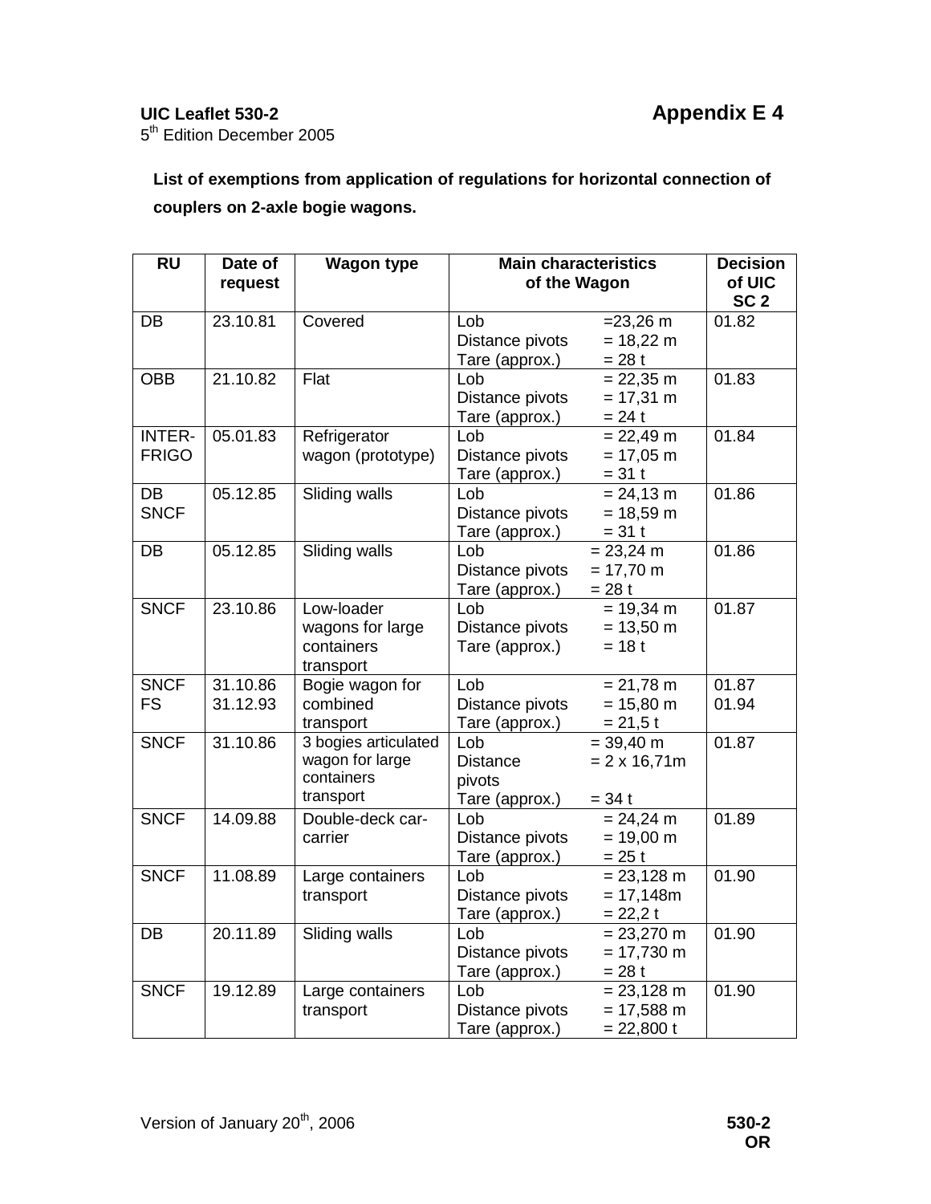**UIC Leaflet 530-2** **Appendix E 4**

5th Edition December 2005

**List of exemptions from application of regulations for horizontal connection of couplers on 2-axle bogie wagons.**

| RU | Date of request | Wagon type | Main characteristics of the Wagon | Decision of UIC SC 2 |
|---|---|---|---|---|
| DB | 23.10.81 | Covered | Lob =23,26 m<br>Distance pivots = 18,22 m<br>Tare (approx.) = 28 t | 01.82 |
| OBB | 21.10.82 | Flat | Lob = 22,35 m<br>Distance pivots = 17,31 m<br>Tare (approx.) = 24 t | 01.83 |
| INTER-FRIGO | 05.01.83 | Refrigerator wagon (prototype) | Lob = 22,49 m<br>Distance pivots = 17,05 m<br>Tare (approx.) = 31 t | 01.84 |
| DB SNCF | 05.12.85 | Sliding walls | Lob = 24,13 m<br>Distance pivots = 18,59 m<br>Tare (approx.) = 31 t | 01.86 |
| DB | 05.12.85 | Sliding walls | Lob = 23,24 m<br>Distance pivots = 17,70 m<br>Tare (approx.) = 28 t | 01.86 |
| SNCF | 23.10.86 | Low-loader wagons for large containers transport | Lob = 19,34 m<br>Distance pivots = 13,50 m<br>Tare (approx.) = 18 t | 01.87 |
| SNCF FS | 31.10.86<br>31.12.93 | Bogie wagon for combined transport | Lob = 21,78 m<br>Distance pivots = 15,80 m<br>Tare (approx.) = 21,5 t | 01.87<br>01.94 |
| SNCF | 31.10.86 | 3 bogies articulated wagon for large containers transport | Lob = 39,40 m<br>Distance pivots = 2 x 16,71m<br>Tare (approx.) = 34 t | 01.87 |
| SNCF | 14.09.88 | Double-deck car-carrier | Lob = 24,24 m<br>Distance pivots = 19,00 m<br>Tare (approx.) = 25 t | 01.89 |
| SNCF | 11.08.89 | Large containers transport | Lob = 23,128 m<br>Distance pivots = 17,148m<br>Tare (approx.) = 22,2 t | 01.90 |
| DB | 20.11.89 | Sliding walls | Lob = 23,270 m<br>Distance pivots = 17,730 m<br>Tare (approx.) = 28 t | 01.90 |
| SNCF | 19.12.89 | Large containers transport | Lob = 23,128 m<br>Distance pivots = 17,588 m<br>Tare (approx.) = 22,800 t | 01.90 |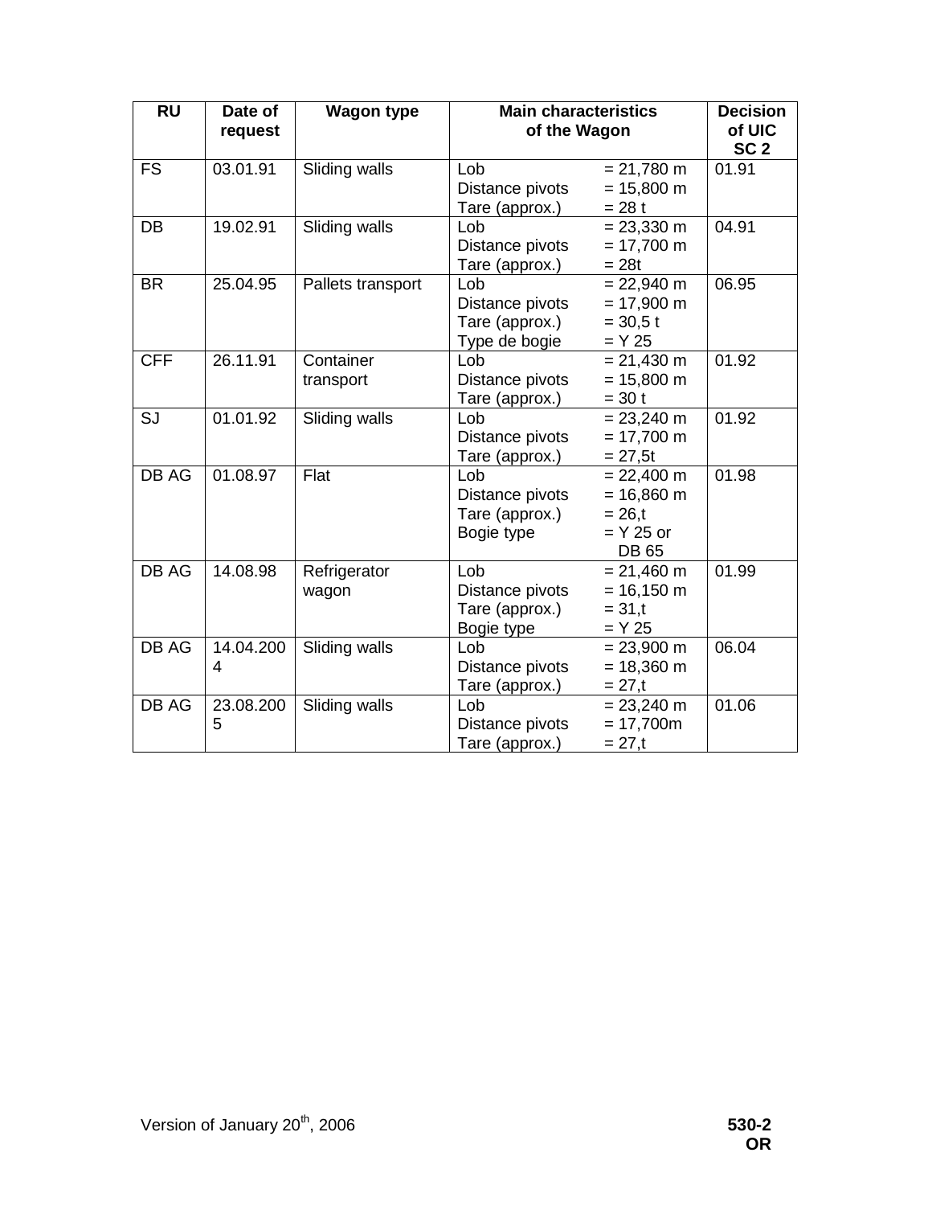| RU | Date of request | Wagon type | Main characteristics of the Wagon | Decision of UIC SC 2 |
|---|---|---|---|---|
| FS | 03.01.91 | Sliding walls | Lob = 21,780 m<br>Distance pivots = 15,800 m<br>Tare (approx.) = 28 t | 01.91 |
| DB | 19.02.91 | Sliding walls | Lob = 23,330 m<br>Distance pivots = 17,700 m<br>Tare (approx.) = 28t | 04.91 |
| BR | 25.04.95 | Pallets transport | Lob = 22,940 m<br>Distance pivots = 17,900 m<br>Tare (approx.) = 30,5 t<br>Type de bogie = Y 25 | 06.95 |
| CFF | 26.11.91 | Container transport | Lob = 21,430 m<br>Distance pivots = 15,800 m<br>Tare (approx.) = 30 t | 01.92 |
| SJ | 01.01.92 | Sliding walls | Lob = 23,240 m<br>Distance pivots = 17,700 m<br>Tare (approx.) = 27,5t | 01.92 |
| DB AG | 01.08.97 | Flat | Lob = 22,400 m<br>Distance pivots = 16,860 m<br>Tare (approx.) = 26,t<br>Bogie type = Y 25 or DB 65 | 01.98 |
| DB AG | 14.08.98 | Refrigerator wagon | Lob = 21,460 m<br>Distance pivots = 16,150 m<br>Tare (approx.) = 31,t<br>Bogie type = Y 25 | 01.99 |
| DB AG | 14.04.2004 | Sliding walls | Lob = 23,900 m<br>Distance pivots = 18,360 m<br>Tare (approx.) = 27,t | 06.04 |
| DB AG | 23.08.2005 | Sliding walls | Lob = 23,240 m<br>Distance pivots = 17,700m<br>Tare (approx.) = 27,t | 01.06 |